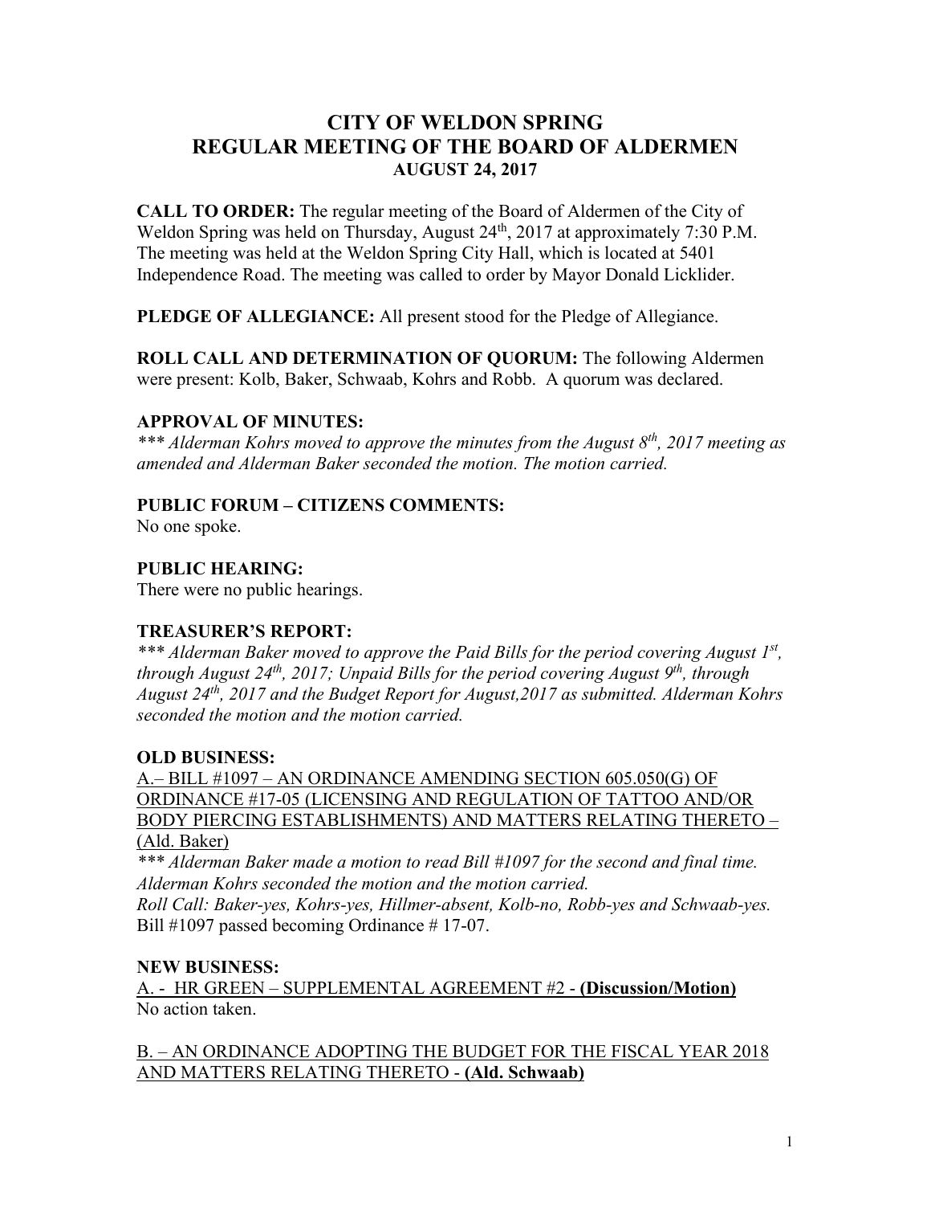# CITY OF WELDON SPRING
# REGULAR MEETING OF THE BOARD OF ALDERMEN
## AUGUST 24, 2017

**CALL TO ORDER:** The regular meeting of the Board of Aldermen of the City of Weldon Spring was held on Thursday, August 24th, 2017 at approximately 7:30 P.M. The meeting was held at the Weldon Spring City Hall, which is located at 5401 Independence Road. The meeting was called to order by Mayor Donald Licklider.

**PLEDGE OF ALLEGIANCE:** All present stood for the Pledge of Allegiance.

**ROLL CALL AND DETERMINATION OF QUORUM:** The following Aldermen were present: Kolb, Baker, Schwaab, Kohrs and Robb. A quorum was declared.

**APPROVAL OF MINUTES:**

*\*\*\* Alderman Kohrs moved to approve the minutes from the August 8th, 2017 meeting as amended and Alderman Baker seconded the motion. The motion carried.*

**PUBLIC FORUM – CITIZENS COMMENTS:**

No one spoke.

**PUBLIC HEARING:**

There were no public hearings.

**TREASURER'S REPORT:**

*\*\*\* Alderman Baker moved to approve the Paid Bills for the period covering August 1st, through August 24th, 2017; Unpaid Bills for the period covering August 9th, through August 24th, 2017 and the Budget Report for August,2017 as submitted. Alderman Kohrs seconded the motion and the motion carried.*

**OLD BUSINESS:**

A.– BILL #1097 – AN ORDINANCE AMENDING SECTION 605.050(G) OF ORDINANCE #17-05 (LICENSING AND REGULATION OF TATTOO AND/OR BODY PIERCING ESTABLISHMENTS) AND MATTERS RELATING THERETO – (Ald. Baker)

*\*\*\* Alderman Baker made a motion to read Bill #1097 for the second and final time. Alderman Kohrs seconded the motion and the motion carried.*
*Roll Call: Baker-yes, Kohrs-yes, Hillmer-absent, Kolb-no, Robb-yes and Schwaab-yes.*
Bill #1097 passed becoming Ordinance # 17-07.

**NEW BUSINESS:**

A. - HR GREEN – SUPPLEMENTAL AGREEMENT #2 - **(Discussion/Motion)**
No action taken.

B. – AN ORDINANCE ADOPTING THE BUDGET FOR THE FISCAL YEAR 2018 AND MATTERS RELATING THERETO - **(Ald. Schwaab)**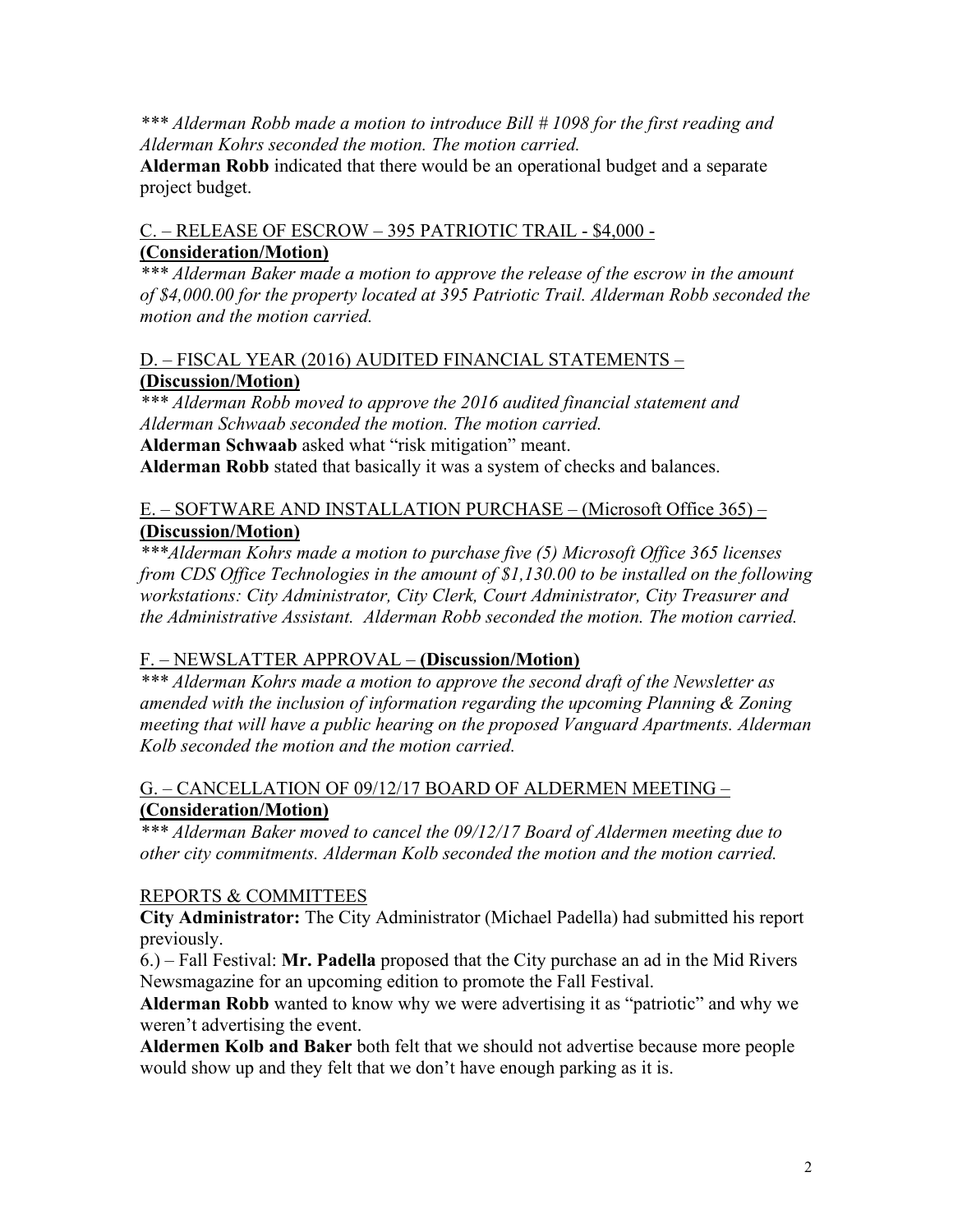*\*\*\* Alderman Robb made a motion to introduce Bill # 1098 for the first reading and Alderman Kohrs seconded the motion. The motion carried.*

**Alderman Robb** indicated that there would be an operational budget and a separate project budget.

C. – RELEASE OF ESCROW – 395 PATRIOTIC TRAIL - $4,000 - **(Consideration/Motion)**

*\*\*\* Alderman Baker made a motion to approve the release of the escrow in the amount of $4,000.00 for the property located at 395 Patriotic Trail. Alderman Robb seconded the motion and the motion carried.*

D. – FISCAL YEAR (2016) AUDITED FINANCIAL STATEMENTS – **(Discussion/Motion)**

*\*\*\* Alderman Robb moved to approve the 2016 audited financial statement and Alderman Schwaab seconded the motion. The motion carried.*

**Alderman Schwaab** asked what "risk mitigation" meant.

**Alderman Robb** stated that basically it was a system of checks and balances.

E. – SOFTWARE AND INSTALLATION PURCHASE – (Microsoft Office 365) – **(Discussion/Motion)**

*\*\*\*Alderman Kohrs made a motion to purchase five (5) Microsoft Office 365 licenses from CDS Office Technologies in the amount of $1,130.00 to be installed on the following workstations: City Administrator, City Clerk, Court Administrator, City Treasurer and the Administrative Assistant. Alderman Robb seconded the motion. The motion carried.*

F. – NEWSLATTER APPROVAL – **(Discussion/Motion)**

*\*\*\* Alderman Kohrs made a motion to approve the second draft of the Newsletter as amended with the inclusion of information regarding the upcoming Planning & Zoning meeting that will have a public hearing on the proposed Vanguard Apartments. Alderman Kolb seconded the motion and the motion carried.*

G. – CANCELLATION OF 09/12/17 BOARD OF ALDERMEN MEETING – **(Consideration/Motion)**

*\*\*\* Alderman Baker moved to cancel the 09/12/17 Board of Aldermen meeting due to other city commitments. Alderman Kolb seconded the motion and the motion carried.*

REPORTS & COMMITTEES

**City Administrator:** The City Administrator (Michael Padella) had submitted his report previously.

6.) – Fall Festival: **Mr. Padella** proposed that the City purchase an ad in the Mid Rivers Newsmagazine for an upcoming edition to promote the Fall Festival.

**Alderman Robb** wanted to know why we were advertising it as "patriotic" and why we weren't advertising the event.

**Aldermen Kolb and Baker** both felt that we should not advertise because more people would show up and they felt that we don't have enough parking as it is.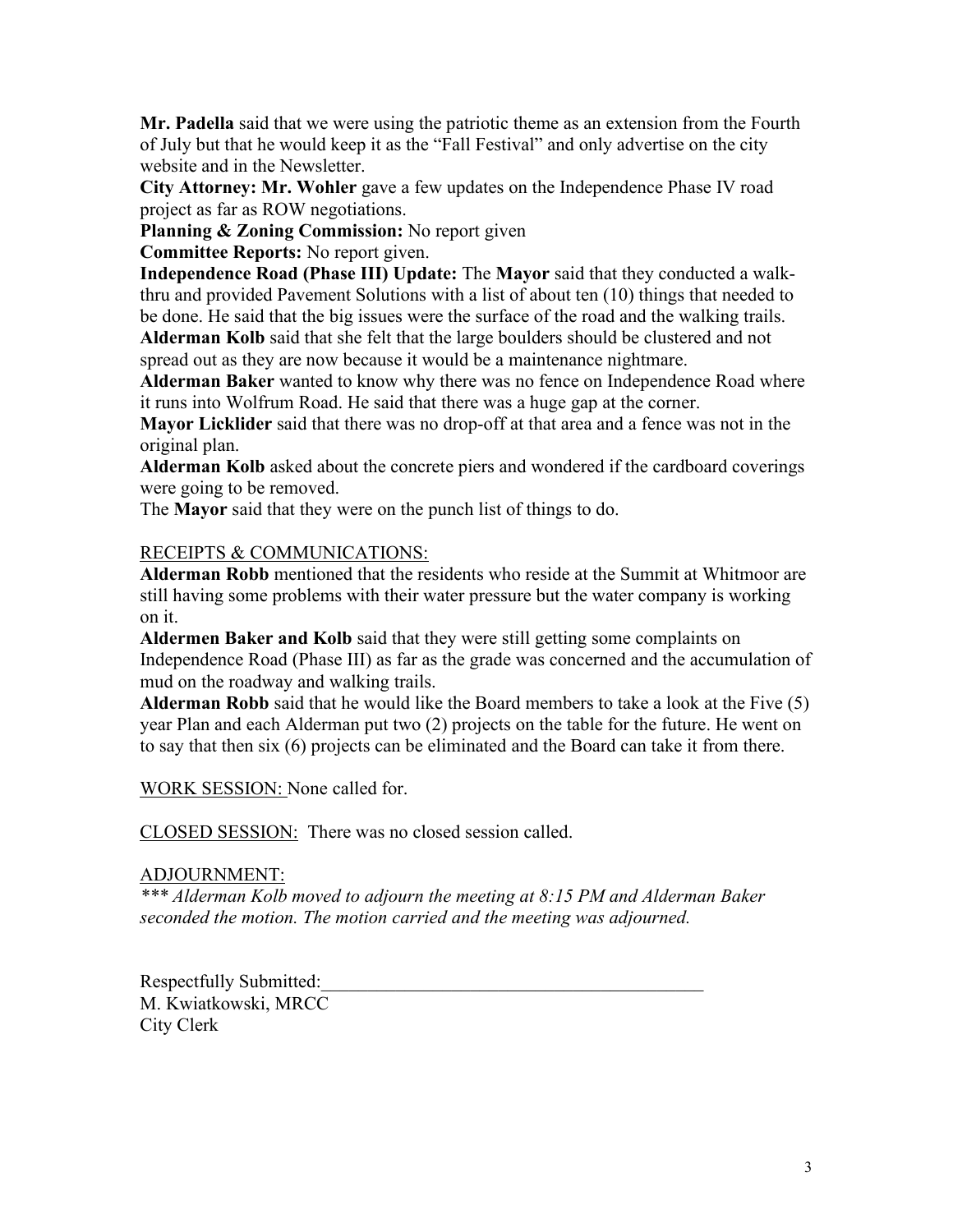**Mr. Padella** said that we were using the patriotic theme as an extension from the Fourth of July but that he would keep it as the "Fall Festival" and only advertise on the city website and in the Newsletter.

**City Attorney: Mr. Wohler** gave a few updates on the Independence Phase IV road project as far as ROW negotiations.

**Planning & Zoning Commission:** No report given

**Committee Reports:** No report given.

**Independence Road (Phase III) Update:** The **Mayor** said that they conducted a walk-thru and provided Pavement Solutions with a list of about ten (10) things that needed to be done. He said that the big issues were the surface of the road and the walking trails.

**Alderman Kolb** said that she felt that the large boulders should be clustered and not spread out as they are now because it would be a maintenance nightmare.

**Alderman Baker** wanted to know why there was no fence on Independence Road where it runs into Wolfrum Road. He said that there was a huge gap at the corner.

**Mayor Licklider** said that there was no drop-off at that area and a fence was not in the original plan.

**Alderman Kolb** asked about the concrete piers and wondered if the cardboard coverings were going to be removed.

The **Mayor** said that they were on the punch list of things to do.

RECEIPTS & COMMUNICATIONS:

**Alderman Robb** mentioned that the residents who reside at the Summit at Whitmoor are still having some problems with their water pressure but the water company is working on it.

**Aldermen Baker and Kolb** said that they were still getting some complaints on Independence Road (Phase III) as far as the grade was concerned and the accumulation of mud on the roadway and walking trails.

**Alderman Robb** said that he would like the Board members to take a look at the Five (5) year Plan and each Alderman put two (2) projects on the table for the future. He went on to say that then six (6) projects can be eliminated and the Board can take it from there.

WORK SESSION: None called for.

CLOSED SESSION: There was no closed session called.

ADJOURNMENT:

*\*\*\* Alderman Kolb moved to adjourn the meeting at 8:15 PM and Alderman Baker seconded the motion. The motion carried and the meeting was adjourned.*

Respectfully Submitted:\_\_\_\_\_\_\_\_\_\_\_\_\_\_\_\_\_\_\_\_\_\_\_\_\_\_\_\_\_\_\_\_\_\_\_\_\_\_\_\_\_\_
M. Kwiatkowski, MRCC
City Clerk